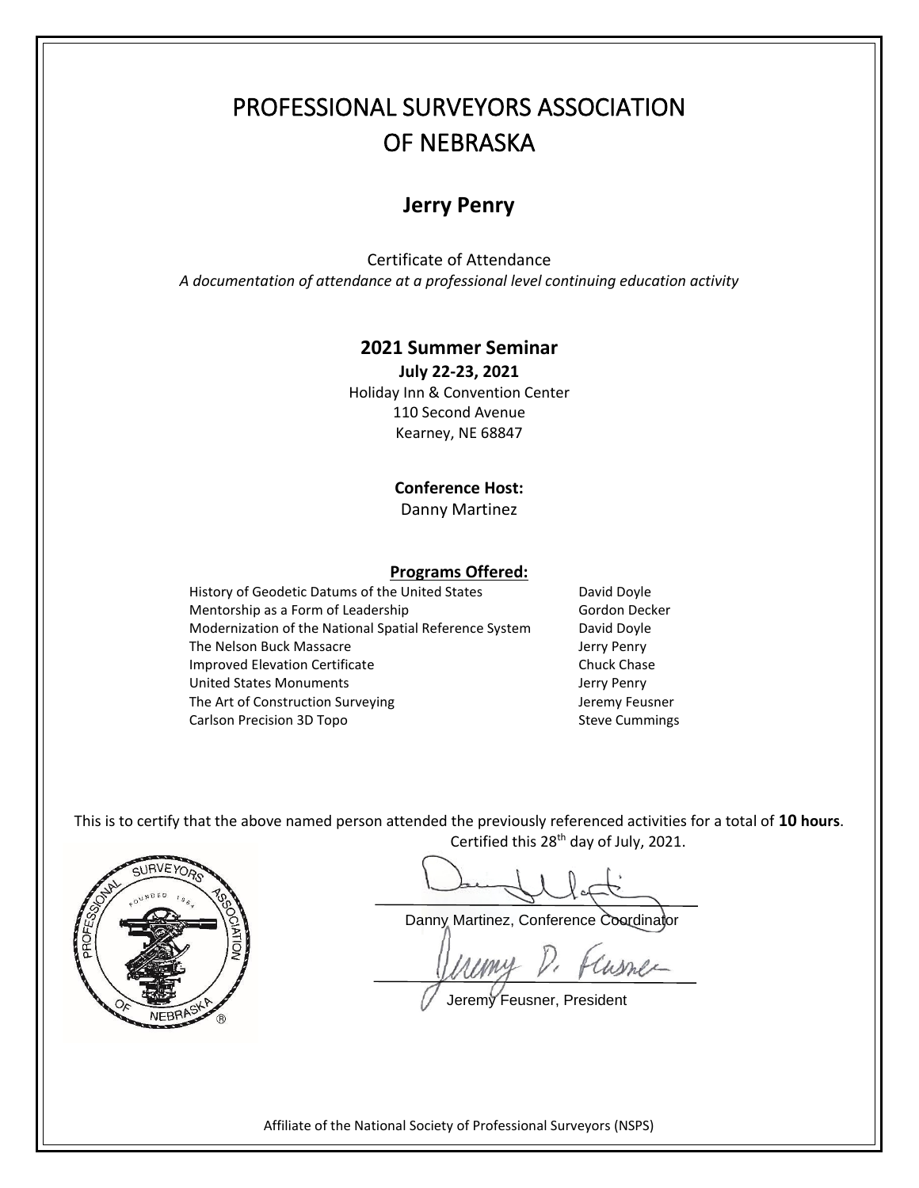# PROFESSIONAL SURVEYORS ASSOCIATION OF NEBRASKA

## Jerry Penry

Certificate of Attendance

*A documentation of attendance at a professional level continuing education activity*

### 2021 Summer Seminar

**July 22-23, 2021**

Holiday Inn & Convention Center
110 Second Avenue
Kearney, NE 68847

**Conference Host:**
Danny Martinez

**Programs Offered:**

| Program | Presenter |
| --- | --- |
| History of Geodetic Datums of the United States | David Doyle |
| Mentorship as a Form of Leadership | Gordon Decker |
| Modernization of the National Spatial Reference System | David Doyle |
| The Nelson Buck Massacre | Jerry Penry |
| Improved Elevation Certificate | Chuck Chase |
| United States Monuments | Jerry Penry |
| The Art of Construction Surveying | Jeremy Feusner |
| Carlson Precision 3D Topo | Steve Cummings |

This is to certify that the above named person attended the previously referenced activities for a total of **10 hours**.

Certified this 28th day of July, 2021.

Danny Martinez, Conference Coordinator

Jeremy Feusner, President

Affiliate of the National Society of Professional Surveyors (NSPS)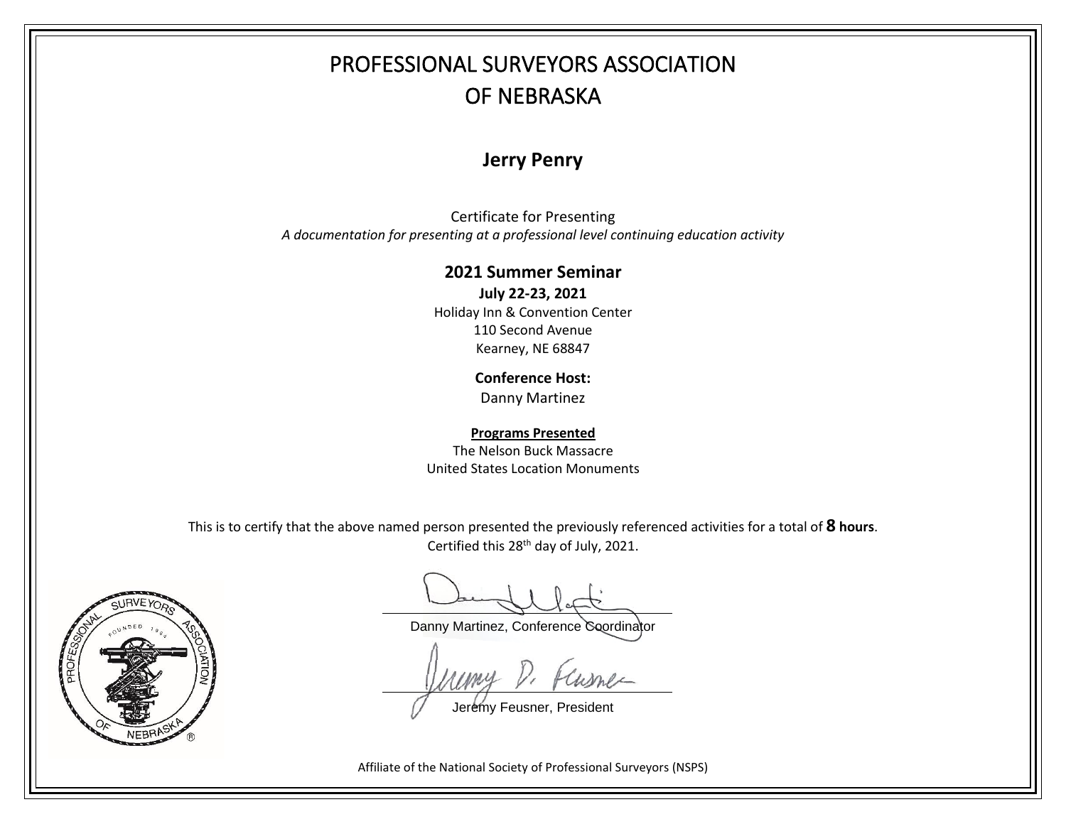# PROFESSIONAL SURVEYORS ASSOCIATION OF NEBRASKA

## Jerry Penry

Certificate for Presenting

*A documentation for presenting at a professional level continuing education activity*

### 2021 Summer Seminar

**July 22-23, 2021**

Holiday Inn & Convention Center
110 Second Avenue
Kearney, NE 68847

**Conference Host:**
Danny Martinez

**Programs Presented**

The Nelson Buck Massacre
United States Location Monuments

This is to certify that the above named person presented the previously referenced activities for a total of **8 hours**.
Certified this 28th day of July, 2021.

Danny Martinez, Conference Coordinator

Jeremy Feusner, President

Affiliate of the National Society of Professional Surveyors (NSPS)